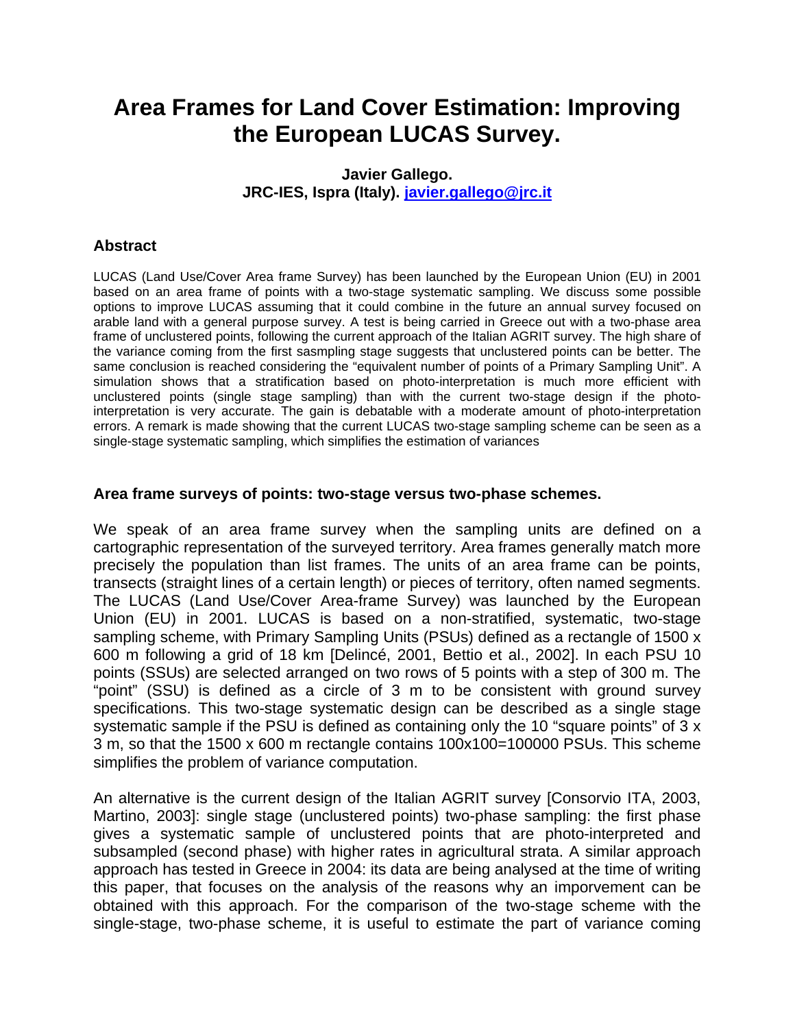# Area Frames for Land Cover Estimation: Improving the European LUCAS Survey.

**Javier Gallego.**
**JRC-IES, Ispra (Italy). javier.gallego@jrc.it**

### Abstract

LUCAS (Land Use/Cover Area frame Survey) has been launched by the European Union (EU) in 2001 based on an area frame of points with a two-stage systematic sampling. We discuss some possible options to improve LUCAS assuming that it could combine in the future an annual survey focused on arable land with a general purpose survey. A test is being carried in Greece out with a two-phase area frame of unclustered points, following the current approach of the Italian AGRIT survey. The high share of the variance coming from the first sasmpling stage suggests that unclustered points can be better. The same conclusion is reached considering the "equivalent number of points of a Primary Sampling Unit". A simulation shows that a stratification based on photo-interpretation is much more efficient with unclustered points (single stage sampling) than with the current two-stage design if the photo-interpretation is very accurate. The gain is debatable with a moderate amount of photo-interpretation errors. A remark is made showing that the current LUCAS two-stage sampling scheme can be seen as a single-stage systematic sampling, which simplifies the estimation of variances

### Area frame surveys of points: two-stage versus two-phase schemes.

We speak of an area frame survey when the sampling units are defined on a cartographic representation of the surveyed territory. Area frames generally match more precisely the population than list frames. The units of an area frame can be points, transects (straight lines of a certain length) or pieces of territory, often named segments. The LUCAS (Land Use/Cover Area-frame Survey) was launched by the European Union (EU) in 2001. LUCAS is based on a non-stratified, systematic, two-stage sampling scheme, with Primary Sampling Units (PSUs) defined as a rectangle of 1500 x 600 m following a grid of 18 km [Delincé, 2001, Bettio et al., 2002]. In each PSU 10 points (SSUs) are selected arranged on two rows of 5 points with a step of 300 m. The "point" (SSU) is defined as a circle of 3 m to be consistent with ground survey specifications. This two-stage systematic design can be described as a single stage systematic sample if the PSU is defined as containing only the 10 "square points" of 3 x 3 m, so that the 1500 x 600 m rectangle contains 100x100=100000 PSUs. This scheme simplifies the problem of variance computation.

An alternative is the current design of the Italian AGRIT survey [Consorvio ITA, 2003, Martino, 2003]: single stage (unclustered points) two-phase sampling: the first phase gives a systematic sample of unclustered points that are photo-interpreted and subsampled (second phase) with higher rates in agricultural strata. A similar approach approach has tested in Greece in 2004: its data are being analysed at the time of writing this paper, that focuses on the analysis of the reasons why an imporvement can be obtained with this approach. For the comparison of the two-stage scheme with the single-stage, two-phase scheme, it is useful to estimate the part of variance coming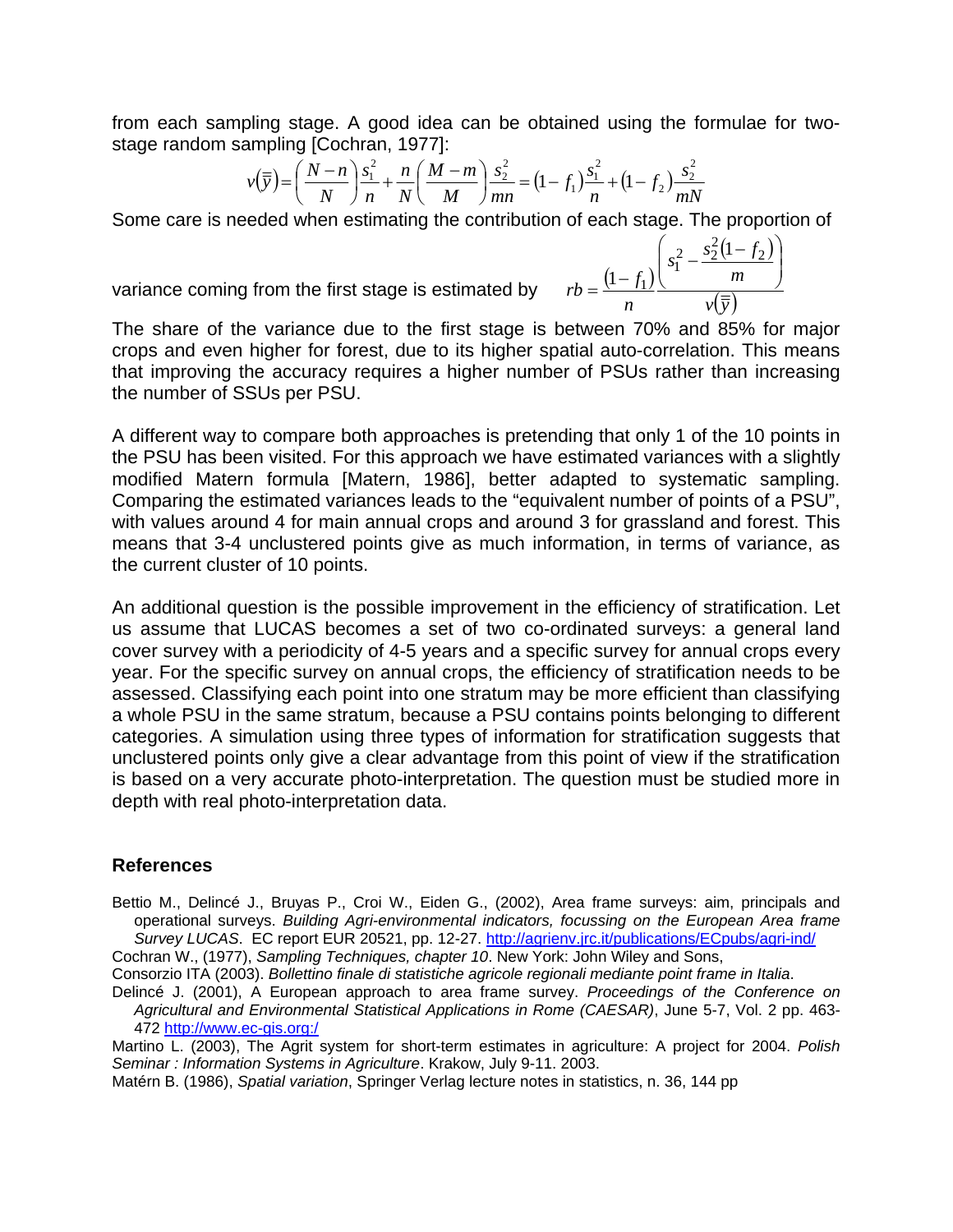from each sampling stage. A good idea can be obtained using the formulae for two-stage random sampling [Cochran, 1977]:

$$v(\bar{\bar{y}}) = \left(\frac{N-n}{N}\right)\frac{s_1^2}{n} + \frac{n}{N}\left(\frac{M-m}{M}\right)\frac{s_2^2}{mn} = (1-f_1)\frac{s_1^2}{n} + (1-f_2)\frac{s_2^2}{mN}$$

Some care is needed when estimating the contribution of each stage. The proportion of variance coming from the first stage is estimated by

$$rb = \frac{(1-f_1)}{n}\frac{\left(s_1^2 - \frac{s_2^2(1-f_2)}{m}\right)}{v(\bar{\bar{y}})}$$

The share of the variance due to the first stage is between 70% and 85% for major crops and even higher for forest, due to its higher spatial auto-correlation. This means that improving the accuracy requires a higher number of PSUs rather than increasing the number of SSUs per PSU.

A different way to compare both approaches is pretending that only 1 of the 10 points in the PSU has been visited. For this approach we have estimated variances with a slightly modified Matern formula [Matern, 1986], better adapted to systematic sampling. Comparing the estimated variances leads to the "equivalent number of points of a PSU", with values around 4 for main annual crops and around 3 for grassland and forest. This means that 3-4 unclustered points give as much information, in terms of variance, as the current cluster of 10 points.

An additional question is the possible improvement in the efficiency of stratification. Let us assume that LUCAS becomes a set of two co-ordinated surveys: a general land cover survey with a periodicity of 4-5 years and a specific survey for annual crops every year. For the specific survey on annual crops, the efficiency of stratification needs to be assessed. Classifying each point into one stratum may be more efficient than classifying a whole PSU in the same stratum, because a PSU contains points belonging to different categories. A simulation using three types of information for stratification suggests that unclustered points only give a clear advantage from this point of view if the stratification is based on a very accurate photo-interpretation. The question must be studied more in depth with real photo-interpretation data.

## References

Bettio M., Delincé J., Bruyas P., Croi W., Eiden G., (2002), Area frame surveys: aim, principals and operational surveys. *Building Agri-environmental indicators, focussing on the European Area frame Survey LUCAS*. EC report EUR 20521, pp. 12-27. http://agrienv.jrc.it/publications/ECpubs/agri-ind/

Cochran W., (1977), *Sampling Techniques, chapter 10*. New York: John Wiley and Sons,

Consorzio ITA (2003). *Bollettino finale di statistiche agricole regionali mediante point frame in Italia*.

Delincé J. (2001), A European approach to area frame survey. *Proceedings of the Conference on Agricultural and Environmental Statistical Applications in Rome (CAESAR)*, June 5-7, Vol. 2 pp. 463-472 http://www.ec-gis.org:/

Martino L. (2003), The Agrit system for short-term estimates in agriculture: A project for 2004. *Polish Seminar : Information Systems in Agriculture*. Krakow, July 9-11. 2003.

Matérn B. (1986), *Spatial variation*, Springer Verlag lecture notes in statistics, n. 36, 144 pp